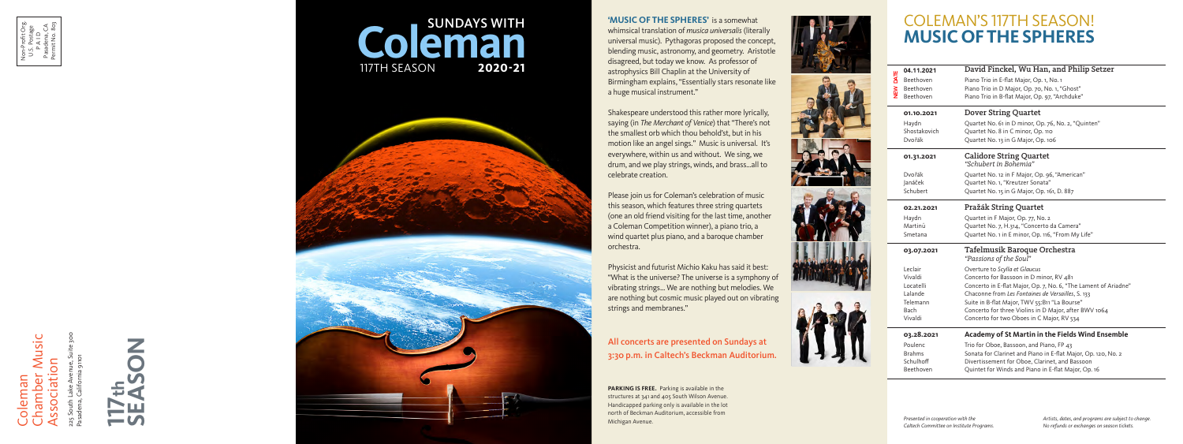Non-Profit Org.
U.S. Postage
PAID
Pasadena, CA
Permit No. 803

# Coleman Chamber Music Association

225 South Lake Avenue, Suite 300
Pasadena, California 91101

**117th SEASON**

# SUNDAYS WITH Coleman

117TH SEASON **2020-21**

**'MUSIC OF THE SPHERES'** is a somewhat whimsical translation of *musica universalis* (literally universal music). Pythagoras proposed the concept, blending music, astronomy, and geometry. Aristotle disagreed, but today we know. As professor of astrophysics Bill Chaplin at the University of Birmingham explains, "Essentially stars resonate like a huge musical instrument."

Shakespeare understood this rather more lyrically, saying (in *The Merchant of Venice*) that "There's not the smallest orb which thou behold'st, but in his motion like an angel sings." Music is universal. It's everywhere, within us and without. We sing, we drum, and we play strings, winds, and brass…all to celebrate creation.

Please join us for Coleman's celebration of music this season, which features three string quartets (one an old friend visiting for the last time, another a Coleman Competition winner), a piano trio, a wind quartet plus piano, and a baroque chamber orchestra.

Physicist and futurist Michio Kaku has said it best: "What is the universe? The universe is a symphony of vibrating strings… We are nothing but melodies. We are nothing but cosmic music played out on vibrating strings and membranes."

**All concerts are presented on Sundays at 3:30 p.m. in Caltech's Beckman Auditorium.**

**PARKING IS FREE.** Parking is available in the structures at 341 and 405 South Wilson Avenue. Handicapped parking only is available in the lot north of Beckman Auditorium, accessible from Michigan Avenue.

# COLEMAN'S 117TH SEASON! MUSIC OF THE SPHERES

**04.11.2021** (NEW DATE) — **David Finckel, Wu Han, and Philip Setzer**

| | |
|---|---|
| Beethoven | Piano Trio in E-flat Major, Op. 1, No. 1 |
| Beethoven | Piano Trio in D Major, Op. 70, No. 1, "Ghost" |
| Beethoven | Piano Trio in B-flat Major, Op. 97, "Archduke" |

**01.10.2021** — **Dover String Quartet**

| | |
|---|---|
| Haydn | Quartet No. 61 in D minor, Op. 76, No. 2, "Quinten" |
| Shostakovich | Quartet No. 8 in C minor, Op. 110 |
| Dvořák | Quartet No. 13 in G Major, Op. 106 |

**01.31.2021** — **Calidore String Quartet**
*"Schubert in Bohemia"*

| | |
|---|---|
| Dvořák | Quartet No. 12 in F Major, Op. 96, "American" |
| Janáček | Quartet No. 1, "Kreutzer Sonata" |
| Schubert | Quartet No. 15 in G Major, Op. 161, D. 887 |

**02.21.2021** — **Pražák String Quartet**

| | |
|---|---|
| Haydn | Quartet in F Major, Op. 77, No. 2 |
| Martinů | Quartet No. 7, H.314, "Concerto da Camera" |
| Smetana | Quartet No. 1 in E minor, Op. 116, "From My Life" |

**03.07.2021** — **Tafelmusik Baroque Orchestra**
*"Passions of the Soul"*

| | |
|---|---|
| Leclair | Overture to *Scylla et Glaucus* |
| Vivaldi | Concerto for Bassoon in D minor, RV 481 |
| Locatelli | Concerto in E-flat Major, Op. 7, No. 6, "The Lament of Ariadne" |
| Lalande | Chaconne from *Les Fontaines de Versailles*, S. 133 |
| Telemann | Suite in B-flat Major, TWV 55:B11 "La Bourse" |
| Bach | Concerto for three Violins in D Major, after BWV 1064 |
| Vivaldi | Concerto for two Oboes in C Major, RV 534 |

**03.28.2021** — **Academy of St Martin in the Fields Wind Ensemble**

| | |
|---|---|
| Poulenc | Trio for Oboe, Bassoon, and Piano, FP 43 |
| Brahms | Sonata for Clarinet and Piano in E-flat Major, Op. 120, No. 2 |
| Schulhoff | Divertissement for Oboe, Clarinet, and Bassoon |
| Beethoven | Quintet for Winds and Piano in E-flat Major, Op. 16 |

*Presented in cooperation with the Caltech Committee on Institute Programs.*

*Artists, dates, and programs are subject to change. No refunds or exchanges on season tickets.*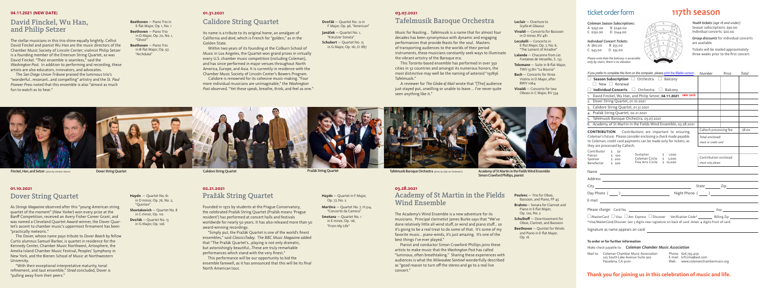**04.11.2021 (NEW DATE)**

## David Finckel, Wu Han, and Philip Setzer

The stellar musicians in this trio shine equally brightly. Cellist David Finckel and pianist Wu Han are the music directors of the Chamber Music Society of Lincoln Center; violinist Philip Setzer is a founding member of the Emerson String Quartet, as was David Finckel. "Their ensemble is seamless," said the *Washington Post*. In addition to performing and recording, these artists are also educators, innovators, and advocates.

The *San Diego Union-Tribune* praised the luminous trio's "wonderful...resonant...and compelling" artistry and the *St. Paul Pioneer Press* noted that this ensemble is also "almost as much fun to watch as to hear."

**Beethoven** — Piano Trio in E-flat Major, Op. 1, No. 1
**Beethoven** — Piano Trio in D Major, Op. 70, No. 1, "Ghost"
**Beethoven** — Piano Trio in B-flat Major, Op. 97, "Archduke"

**01.31.2021**

## Calidore String Quartet

Its name is a tribute to its original home, an amalgam of California and *doré*, which is French for "golden," as in the Golden State.

Within two years of its founding at the Colburn School of Music in Los Angeles, the Quartet won grand prizes in virtually every U.S. chamber music competition (including Coleman), and has since performed in major venues throughout North America, Europe, and Asia. It is currently in residence with the Chamber Music Society of Lincoln Center's Bowers Program.

Calidore is renowned for its cohesive music-making. "Four more individual musicians are unimaginable," the *Washington Post* observed. "Yet these speak, breathe, think, and feel as one."

**Dvořák** — Quartet No. 12 in F Major, Op. 96, "American"
**Janáček** — Quartet No. 1, "Kreutzer Sonata"
**Schubert** — Quartet No. 15 in G Major, Op. 161, D. 887

**03.07.2021**

## Tafelmusik Baroque Orchestra

Music for feasting... Tafelmusik is a name that for almost four decades has been synonymous with dynamic and engaging performances that provide feasts for the soul. Masters of transporting audiences to the worlds of their period instruments, these musicians constantly seek ways to illuminate the vibrant artistry of the Baroque era.

This Toronto-based ensemble has performed in over 350 cities in 32 countries and amongst its numerous honors, the most distinctive may well be the naming of asteroid "197856 Tafelmusik."

A reviewer for *The Globe & Mail* wrote that "[The] audience just stayed put, unwilling or unable to leave ... I've never quite seen anything like it."

**Leclair** — Overture to *Scylla et Glaucus*
**Vivaldi** — Concerto for Bassoon in D minor, RV 481
**Locatelli** — Concerto in E-flat Major, Op. 7, No. 6, "The Lament of Ariadne"
**Lalande** — Chaconne from *Les Fontaines de Versailles*, S. 133
**Telemann** — Suite in B-flat Major, TWV 55:B11 "La Bourse"
**Bach** — Concerto for three Violins in D Major, after BWV 1064
**Vivaldi** — Concerto for two Oboes in C Major, RV 534

Finckel, Han, and Setzer (photo by Christian Steiner)

Dover String Quartet

Calidore String Quartet

Pražák String Quartet

Tafelmusik Baroque Orchestra (photo by Cylla von Tiedemann)

Academy of St Martin in the Fields Wind Ensemble
Simon Crawford Phillips, pianist

**01.10.2021**

## Dover String Quartet

As *Strings Magazine* observed after this "young American string quartet of the moment" (*New Yorker*) won every prize at the Banff Competition, received an Avery Fisher Career Grant, and was named a Cleveland Quartet Award-winner, the Dover Quartet's ascent to chamber music's uppermost firmament has been "practically meteoric."

The Dover, whose name pays tribute to *Dover Beach* by fellow Curtis alumnus Samuel Barber, is quartet in residence for the Kennedy Center, Chamber Music Northwest, Artosphere, the Amelia Island Chamber Music Festival, Peoples' Symphony in New York, and the Bienen School of Music at Northwestern University.

"With their exceptional interpretative maturity, tonal refinement, and taut ensemble," *Strad* concluded, Dover is "pulling away from their peers."

**Haydn** — Quartet No. 61 in D minor, Op. 76, No. 2, "Quinten"
**Shostakovich** — Quartet No. 8 in C minor, Op. 110
**Dvořák** — Quartet No. 13 in G Major, Op. 106

**02.21.2021**

## Pražák String Quartet

Founded in 1972 by students at the Prague Conservatory, the celebrated Pražák String Quartet (Pražák means 'Prague resident') has performed at concert halls and festivals worldwide for nearly 50 years. It has also released more than 50 award-winning recordings.

"Simply put, the Pražák Quartet is one of the world's finest ensembles," said *ClassicsToday*. The *BBC Music Magazine* added that "The Pražák Quartet's...playing is not only dramatic, but astonishingly beautiful...These are truly remarkable performances which stand with the very finest."

This performance will be our opportunity to bid the ensemble farewell, as it has announced that this will be its final North American tour.

**Haydn** — Quartet in F Major, Op. 77, No. 2
**Martinů** — Quartet No. 7, H.314, "Concerto da Camera"
**Smetana** — Quartet No. 1 in E minor, Op. 116, "From My Life"

**03.28.2021**

## Academy of St Martin in the Fields Wind Ensemble

The Academy's Wind Ensemble is a new adventure for its musicians. Principal clarinetist James Burke says that "We've done relatively little all-wind stuff, or wind and piano stuff... so it's going to be a real treat to do some of that. It's some of my favorite music... piano-winds, it's just amazing. It's one of the best things I've ever played."

Pianist and conductor Simon Crawford-Phillips joins these artists to make music that the *Washington Post* has called "luminous, often breathtaking." Sharing these experiences with audiences is what the *Milwaukee Sentinel* wonderfully described as "good reason to turn off the stereo and go to a real live concert."

**Poulenc** — Trio for Oboe, Bassoon, and Piano, FP 43
**Brahms** — Sonata for Clarinet and Piano in E-flat Major, Op. 120, No. 2
**Schulhoff** — Divertissement for Oboe, Clarinet, and Bassoon
**Beethoven** — Quintet for Winds and Piano in E-flat Major, Op. 16

# ticket order form

# 117th season

*Coleman Season Subscriptions:*
A $297.00  B $240.00
C $192.00  D $144.00

*Individual Concert Tickets:*
A $60.00  B $55.00
C $45.00  D $35.00

*Please note that the balcony is accessible only by stairs; there is no elevator.*

*Youth tickets (age 18 and under):* Season subscriptions: $90.00 Individual concerts: $20.00

*Group discounts* for individual concerts are available.

Tickets will be mailed approximately three weeks prior to the first concert.

*If you prefer to complete this form on the computer, please print the fillable version.*

| | Number | Price | Total |
|---|---|---|---|
| ☐ **Season Subscription** ☐ Orchestra ☐ Balcony ☐ New ☐ Renewal | | | |
| ☐ **Individual Concerts** ☐ Orchestra ☐ Balcony | | | |
| 1. David Finckel, Wu Han, and Philip Setzer, **04.11.2021** NEW DATE | | | |
| 2. Dover String Quartet, 01.10.2021 | | | |
| 3. Calidore String Quartet, 01.31.2021 | | | |
| 4. Pražák String Quartet, 02.21.2021 | | | |
| 5. Tafelmusik Baroque Orchestra, 03.07.2021 | | | |
| 6. Academy of St Martin in the Fields Wind Ensemble, 03.28.2021 | | | |
| | Caltech processing fee | | $8.00 |
| | Total enclosed *check or credit card* | | |

**CONTRIBUTION** Contributions are important to ensuring Coleman's future. Please consider enclosing a check made payable to Coleman; credit card payments can be made only for tickets, as they are processed by Caltech.

| | | | |
|---|---|---|---|
| Contributor | $ 50 | Sustainer | $ 1,000 |
| Patron | $ 100 | Coleman Circle | $ 5,000 |
| Sponsor | $ 200 | Fine Arts Circle | $ 10,000 |
| Benefactor | $ 500 | | |

Contribution enclosed *check only please*

Name
Address
City  State  Zip
Day Phone ( )  Night Phone ( )
E-mail

Please charge: Card No.  Exp.
☐MasterCard ☐Visa ☐Am. Express ☐Discover  Verification Code*  Billing Zip
\**Visa/MasterCard/Discover*: last 3 digits near signature on back of card. *Amex*: 4 digits front of card.

Signature as name appears on card:

**To order or for further information**

Make check payable to: ***Coleman Chamber Music Association***

Mail to: Coleman Chamber Music Association
225 South Lake Avenue Suite 300
Pasadena, CA 91101

Phone: 626.793.4191
E-mail: krfccma@aol.com
Web: www.colemanchambermusic.org

**Thank you for joining us in this celebration of music and life.**